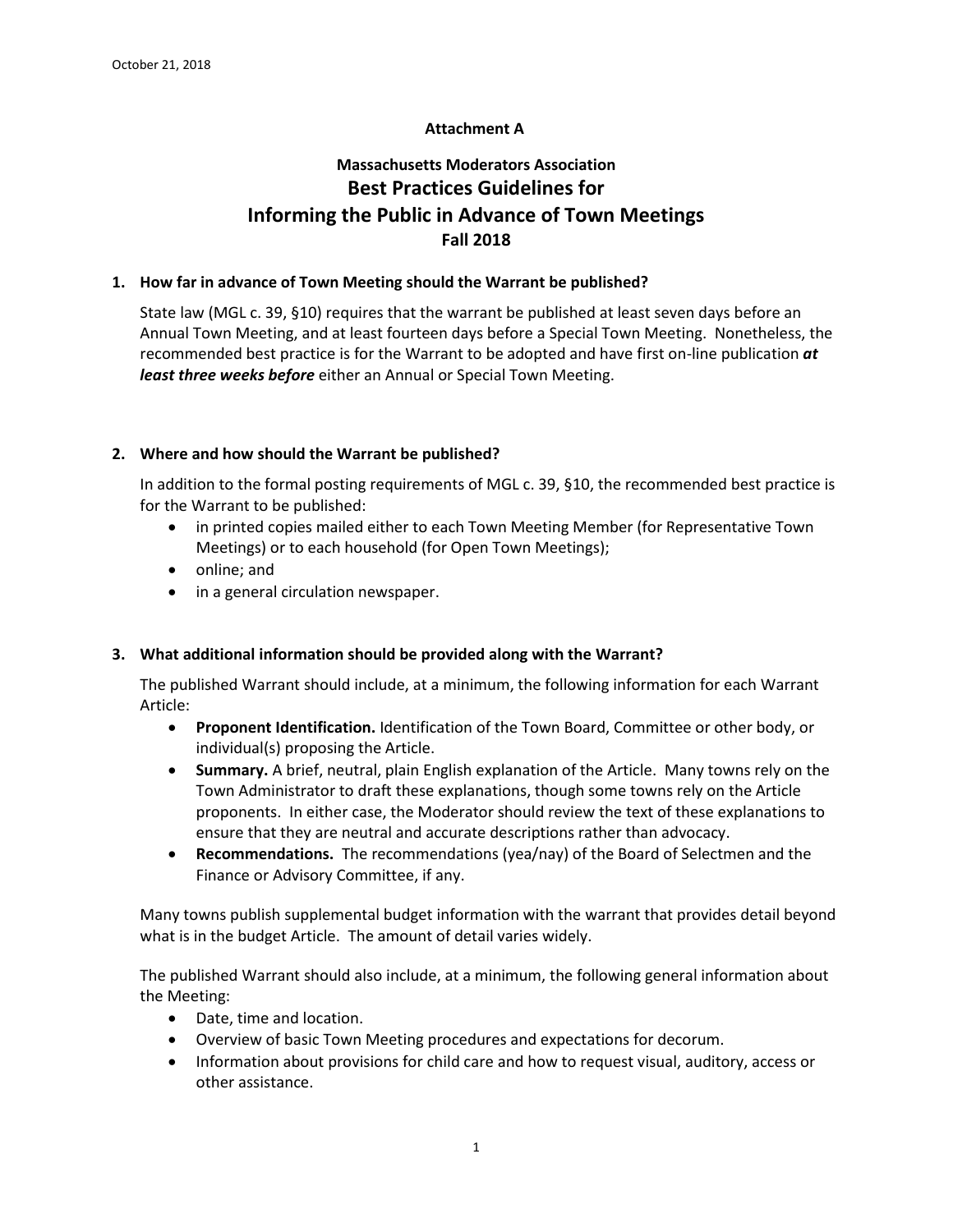October 21, 2018

**Attachment A**

# Massachusetts Moderators Association
# Best Practices Guidelines for Informing the Public in Advance of Town Meetings
## Fall 2018

### 1. How far in advance of Town Meeting should the Warrant be published?

State law (MGL c. 39, §10) requires that the warrant be published at least seven days before an Annual Town Meeting, and at least fourteen days before a Special Town Meeting. Nonetheless, the recommended best practice is for the Warrant to be adopted and have first on-line publication ***at least three weeks before*** either an Annual or Special Town Meeting.

### 2. Where and how should the Warrant be published?

In addition to the formal posting requirements of MGL c. 39, §10, the recommended best practice is for the Warrant to be published:

- in printed copies mailed either to each Town Meeting Member (for Representative Town Meetings) or to each household (for Open Town Meetings);
- online; and
- in a general circulation newspaper.

### 3. What additional information should be provided along with the Warrant?

The published Warrant should include, at a minimum, the following information for each Warrant Article:

- **Proponent Identification.** Identification of the Town Board, Committee or other body, or individual(s) proposing the Article.
- **Summary.** A brief, neutral, plain English explanation of the Article. Many towns rely on the Town Administrator to draft these explanations, though some towns rely on the Article proponents. In either case, the Moderator should review the text of these explanations to ensure that they are neutral and accurate descriptions rather than advocacy.
- **Recommendations.** The recommendations (yea/nay) of the Board of Selectmen and the Finance or Advisory Committee, if any.

Many towns publish supplemental budget information with the warrant that provides detail beyond what is in the budget Article. The amount of detail varies widely.

The published Warrant should also include, at a minimum, the following general information about the Meeting:

- Date, time and location.
- Overview of basic Town Meeting procedures and expectations for decorum.
- Information about provisions for child care and how to request visual, auditory, access or other assistance.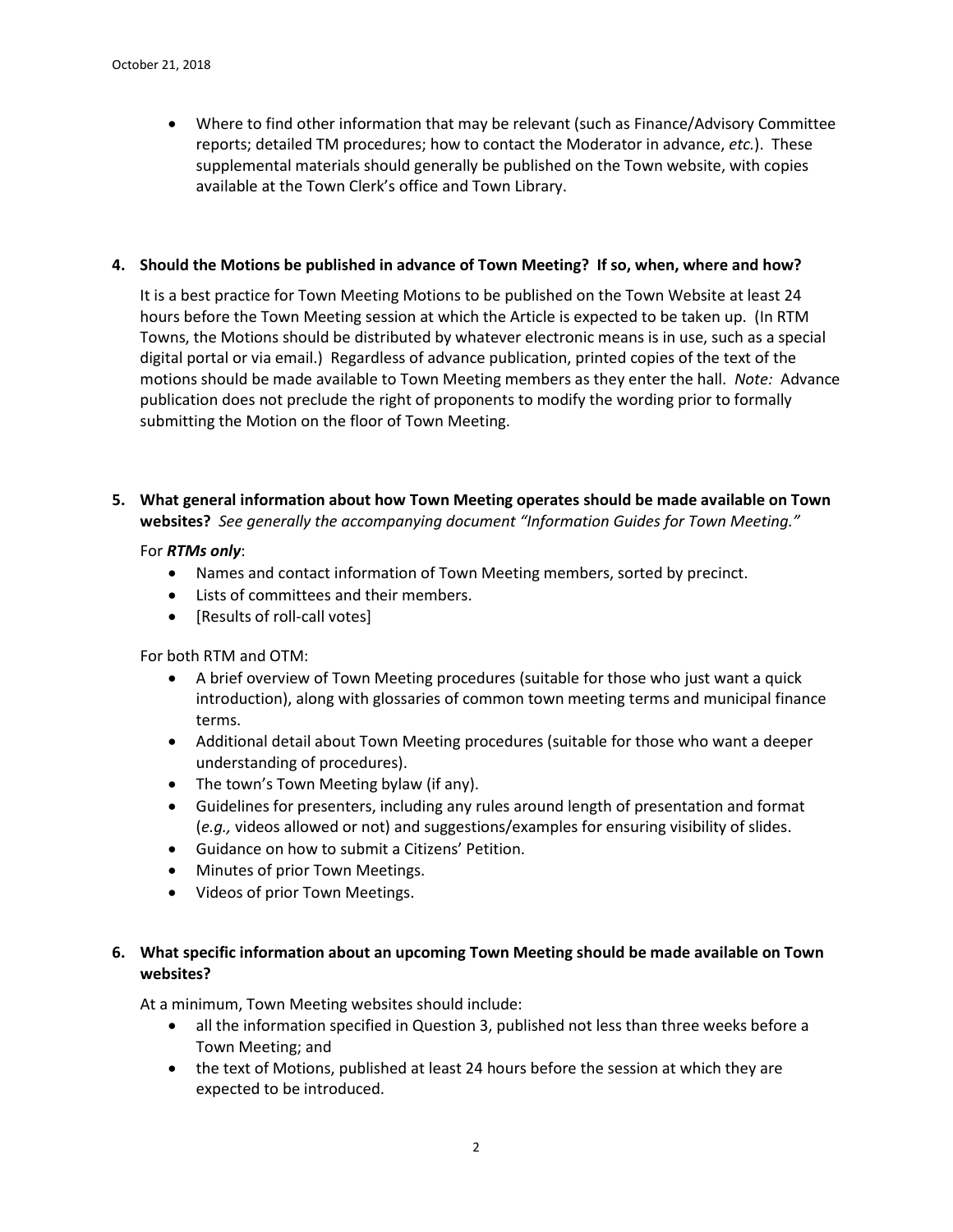- Where to find other information that may be relevant (such as Finance/Advisory Committee reports; detailed TM procedures; how to contact the Moderator in advance, *etc.*). These supplemental materials should generally be published on the Town website, with copies available at the Town Clerk's office and Town Library.

**4. Should the Motions be published in advance of Town Meeting? If so, when, where and how?**

It is a best practice for Town Meeting Motions to be published on the Town Website at least 24 hours before the Town Meeting session at which the Article is expected to be taken up. (In RTM Towns, the Motions should be distributed by whatever electronic means is in use, such as a special digital portal or via email.) Regardless of advance publication, printed copies of the text of the motions should be made available to Town Meeting members as they enter the hall. *Note:* Advance publication does not preclude the right of proponents to modify the wording prior to formally submitting the Motion on the floor of Town Meeting.

**5. What general information about how Town Meeting operates should be made available on Town websites?** *See generally the accompanying document "Information Guides for Town Meeting."*

For ***RTMs only***:

- Names and contact information of Town Meeting members, sorted by precinct.
- Lists of committees and their members.
- [Results of roll-call votes]

For both RTM and OTM:

- A brief overview of Town Meeting procedures (suitable for those who just want a quick introduction), along with glossaries of common town meeting terms and municipal finance terms.
- Additional detail about Town Meeting procedures (suitable for those who want a deeper understanding of procedures).
- The town's Town Meeting bylaw (if any).
- Guidelines for presenters, including any rules around length of presentation and format (*e.g.,* videos allowed or not) and suggestions/examples for ensuring visibility of slides.
- Guidance on how to submit a Citizens' Petition.
- Minutes of prior Town Meetings.
- Videos of prior Town Meetings.

**6. What specific information about an upcoming Town Meeting should be made available on Town websites?**

At a minimum, Town Meeting websites should include:

- all the information specified in Question 3, published not less than three weeks before a Town Meeting; and
- the text of Motions, published at least 24 hours before the session at which they are expected to be introduced.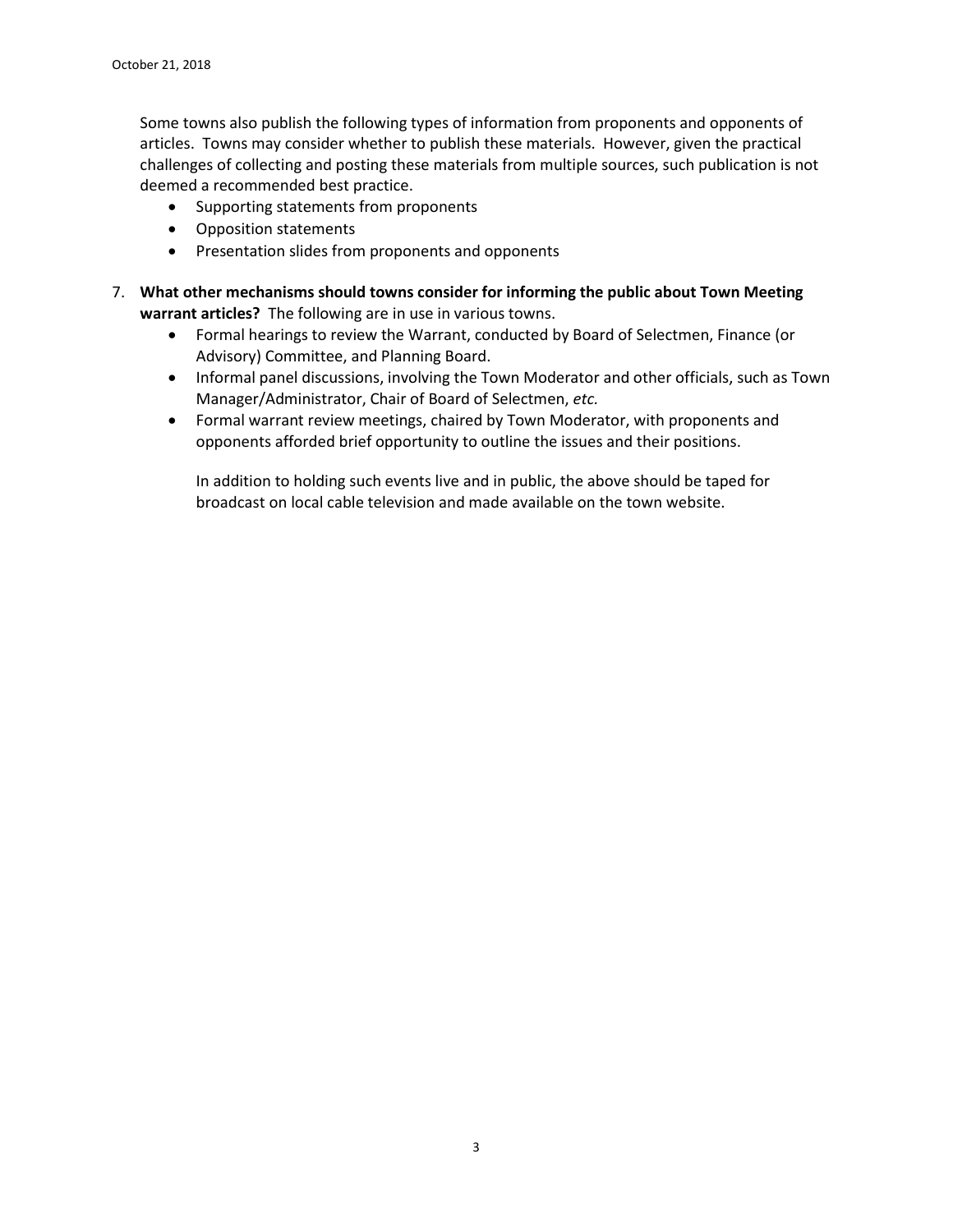Some towns also publish the following types of information from proponents and opponents of articles. Towns may consider whether to publish these materials. However, given the practical challenges of collecting and posting these materials from multiple sources, such publication is not deemed a recommended best practice.

- Supporting statements from proponents
- Opposition statements
- Presentation slides from proponents and opponents

7. **What other mechanisms should towns consider for informing the public about Town Meeting warrant articles?** The following are in use in various towns.
   - Formal hearings to review the Warrant, conducted by Board of Selectmen, Finance (or Advisory) Committee, and Planning Board.
   - Informal panel discussions, involving the Town Moderator and other officials, such as Town Manager/Administrator, Chair of Board of Selectmen, *etc.*
   - Formal warrant review meetings, chaired by Town Moderator, with proponents and opponents afforded brief opportunity to outline the issues and their positions.

   In addition to holding such events live and in public, the above should be taped for broadcast on local cable television and made available on the town website.